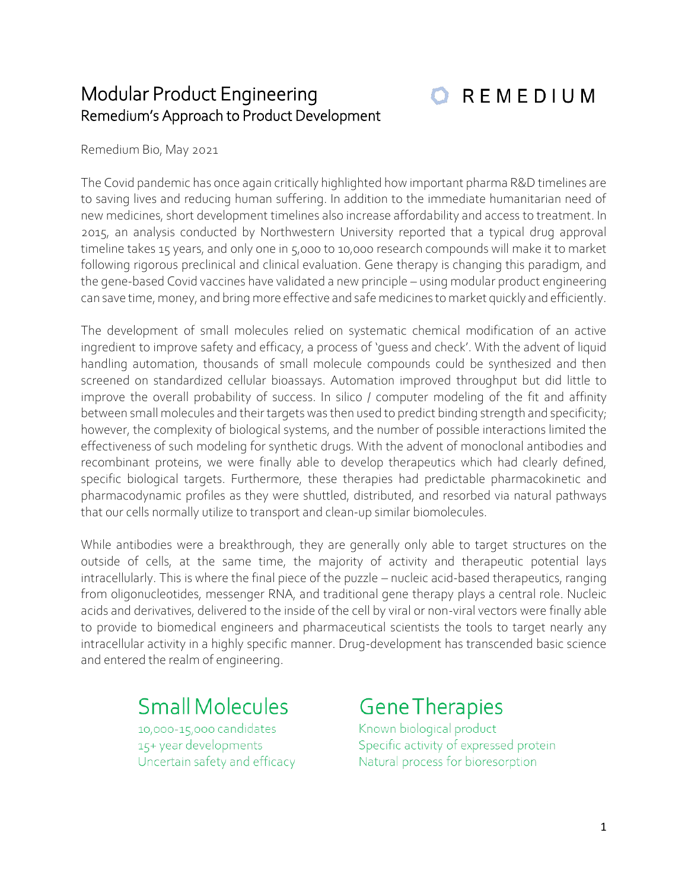# Modular Product Engineering

## Remedium's Approach to Product Development

REMEDIUM

Remedium Bio, May 2021

The Covid pandemic has once again critically highlighted how important pharma R&D timelines are to saving lives and reducing human suffering. In addition to the immediate humanitarian need of new medicines, short development timelines also increase affordability and access to treatment. In 2015, an analysis conducted by Northwestern University reported that a typical drug approval timeline takes 15 years, and only one in 5,000 to 10,000 research compounds will make it to market following rigorous preclinical and clinical evaluation. Gene therapy is changing this paradigm, and the gene-based Covid vaccines have validated a new principle – using modular product engineering can save time, money, and bring more effective and safe medicines to market quickly and efficiently.

The development of small molecules relied on systematic chemical modification of an active ingredient to improve safety and efficacy, a process of 'guess and check'. With the advent of liquid handling automation, thousands of small molecule compounds could be synthesized and then screened on standardized cellular bioassays. Automation improved throughput but did little to improve the overall probability of success. In silico / computer modeling of the fit and affinity between small molecules and their targets was then used to predict binding strength and specificity; however, the complexity of biological systems, and the number of possible interactions limited the effectiveness of such modeling for synthetic drugs. With the advent of monoclonal antibodies and recombinant proteins, we were finally able to develop therapeutics which had clearly defined, specific biological targets. Furthermore, these therapies had predictable pharmacokinetic and pharmacodynamic profiles as they were shuttled, distributed, and resorbed via natural pathways that our cells normally utilize to transport and clean-up similar biomolecules.

While antibodies were a breakthrough, they are generally only able to target structures on the outside of cells, at the same time, the majority of activity and therapeutic potential lays intracellularly. This is where the final piece of the puzzle – nucleic acid-based therapeutics, ranging from oligonucleotides, messenger RNA, and traditional gene therapy plays a central role. Nucleic acids and derivatives, delivered to the inside of the cell by viral or non-viral vectors were finally able to provide to biomedical engineers and pharmaceutical scientists the tools to target nearly any intracellular activity in a highly specific manner. Drug-development has transcended basic science and entered the realm of engineering.

| Small Molecules | Gene Therapies |
|---|---|
| 10,000-15,000 candidates | Known biological product |
| 15+ year developments | Specific activity of expressed protein |
| Uncertain safety and efficacy | Natural process for bioresorption |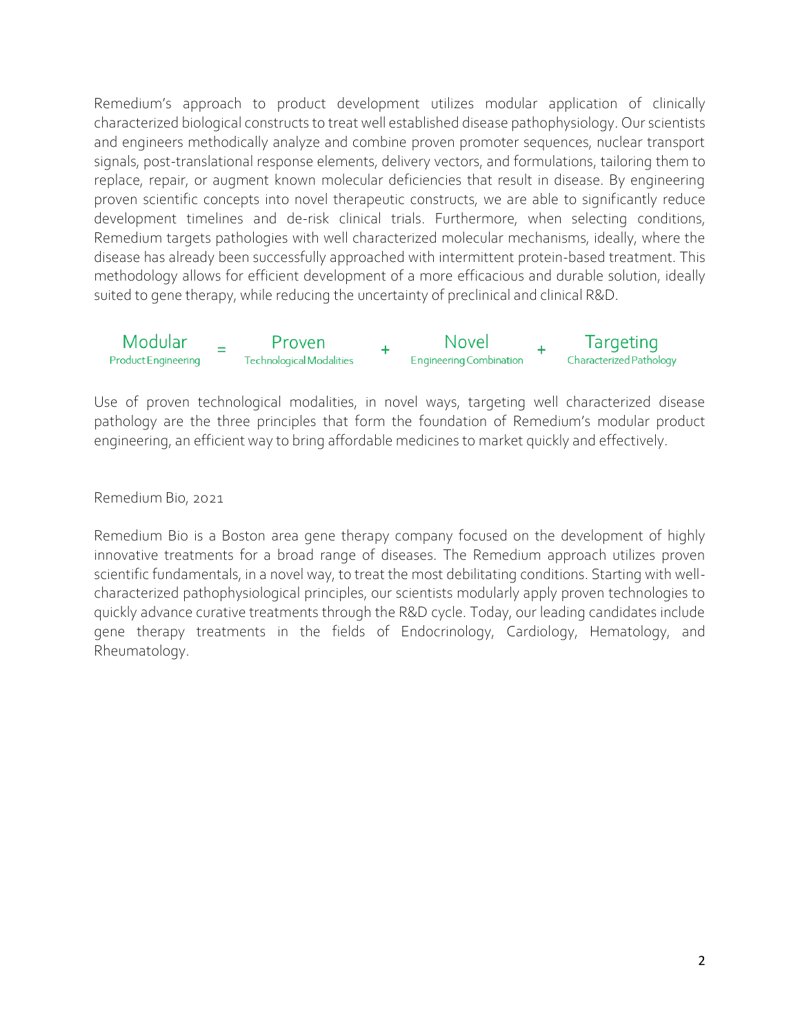Remedium's approach to product development utilizes modular application of clinically characterized biological constructs to treat well established disease pathophysiology. Our scientists and engineers methodically analyze and combine proven promoter sequences, nuclear transport signals, post-translational response elements, delivery vectors, and formulations, tailoring them to replace, repair, or augment known molecular deficiencies that result in disease. By engineering proven scientific concepts into novel therapeutic constructs, we are able to significantly reduce development timelines and de-risk clinical trials. Furthermore, when selecting conditions, Remedium targets pathologies with well characterized molecular mechanisms, ideally, where the disease has already been successfully approached with intermittent protein-based treatment. This methodology allows for efficient development of a more efficacious and durable solution, ideally suited to gene therapy, while reducing the uncertainty of preclinical and clinical R&D.

**Modular** (Product Engineering) = **Proven** (Technological Modalities) + **Novel** (Engineering Combination) + **Targeting** (Characterized Pathology)

Use of proven technological modalities, in novel ways, targeting well characterized disease pathology are the three principles that form the foundation of Remedium's modular product engineering, an efficient way to bring affordable medicines to market quickly and effectively.

Remedium Bio, 2021

Remedium Bio is a Boston area gene therapy company focused on the development of highly innovative treatments for a broad range of diseases. The Remedium approach utilizes proven scientific fundamentals, in a novel way, to treat the most debilitating conditions. Starting with well-characterized pathophysiological principles, our scientists modularly apply proven technologies to quickly advance curative treatments through the R&D cycle. Today, our leading candidates include gene therapy treatments in the fields of Endocrinology, Cardiology, Hematology, and Rheumatology.